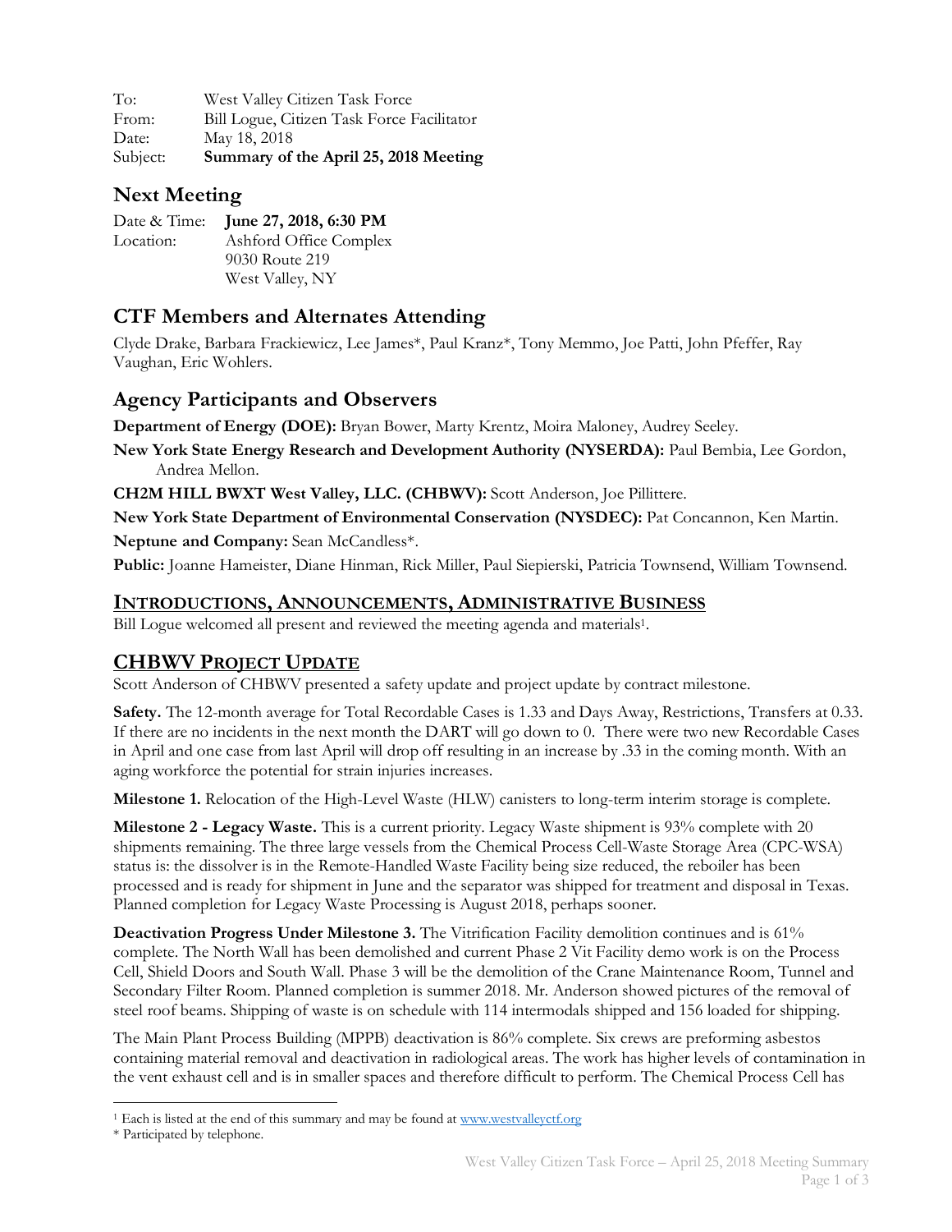To: West Valley Citizen Task Force
From: Bill Logue, Citizen Task Force Facilitator
Date: May 18, 2018
Subject: **Summary of the April 25, 2018 Meeting**

## Next Meeting

Date & Time: **June 27, 2018, 6:30 PM**
Location: Ashford Office Complex
9030 Route 219
West Valley, NY

## CTF Members and Alternates Attending

Clyde Drake, Barbara Frackiewicz, Lee James*, Paul Kranz*, Tony Memmo, Joe Patti, John Pfeffer, Ray Vaughan, Eric Wohlers.

## Agency Participants and Observers

**Department of Energy (DOE):** Bryan Bower, Marty Krentz, Moira Maloney, Audrey Seeley.

**New York State Energy Research and Development Authority (NYSERDA):** Paul Bembia, Lee Gordon, Andrea Mellon.

**CH2M HILL BWXT West Valley, LLC. (CHBWV):** Scott Anderson, Joe Pillittere.

**New York State Department of Environmental Conservation (NYSDEC):** Pat Concannon, Ken Martin.

**Neptune and Company:** Sean McCandless*.

**Public:** Joanne Hameister, Diane Hinman, Rick Miller, Paul Siepierski, Patricia Townsend, William Townsend.

## INTRODUCTIONS, ANNOUNCEMENTS, ADMINISTRATIVE BUSINESS

Bill Logue welcomed all present and reviewed the meeting agenda and materials[1].

## CHBWV PROJECT UPDATE

Scott Anderson of CHBWV presented a safety update and project update by contract milestone.

**Safety.** The 12-month average for Total Recordable Cases is 1.33 and Days Away, Restrictions, Transfers at 0.33. If there are no incidents in the next month the DART will go down to 0. There were two new Recordable Cases in April and one case from last April will drop off resulting in an increase by .33 in the coming month. With an aging workforce the potential for strain injuries increases.

**Milestone 1.** Relocation of the High-Level Waste (HLW) canisters to long-term interim storage is complete.

**Milestone 2 - Legacy Waste.** This is a current priority. Legacy Waste shipment is 93% complete with 20 shipments remaining. The three large vessels from the Chemical Process Cell-Waste Storage Area (CPC-WSA) status is: the dissolver is in the Remote-Handled Waste Facility being size reduced, the reboiler has been processed and is ready for shipment in June and the separator was shipped for treatment and disposal in Texas. Planned completion for Legacy Waste Processing is August 2018, perhaps sooner.

**Deactivation Progress Under Milestone 3.** The Vitrification Facility demolition continues and is 61% complete. The North Wall has been demolished and current Phase 2 Vit Facility demo work is on the Process Cell, Shield Doors and South Wall. Phase 3 will be the demolition of the Crane Maintenance Room, Tunnel and Secondary Filter Room. Planned completion is summer 2018. Mr. Anderson showed pictures of the removal of steel roof beams. Shipping of waste is on schedule with 114 intermodals shipped and 156 loaded for shipping.

The Main Plant Process Building (MPPB) deactivation is 86% complete. Six crews are preforming asbestos containing material removal and deactivation in radiological areas. The work has higher levels of contamination in the vent exhaust cell and is in smaller spaces and therefore difficult to perform. The Chemical Process Cell has

---

[1] Each is listed at the end of this summary and may be found at www.westvalleyctf.org

\* Participated by telephone.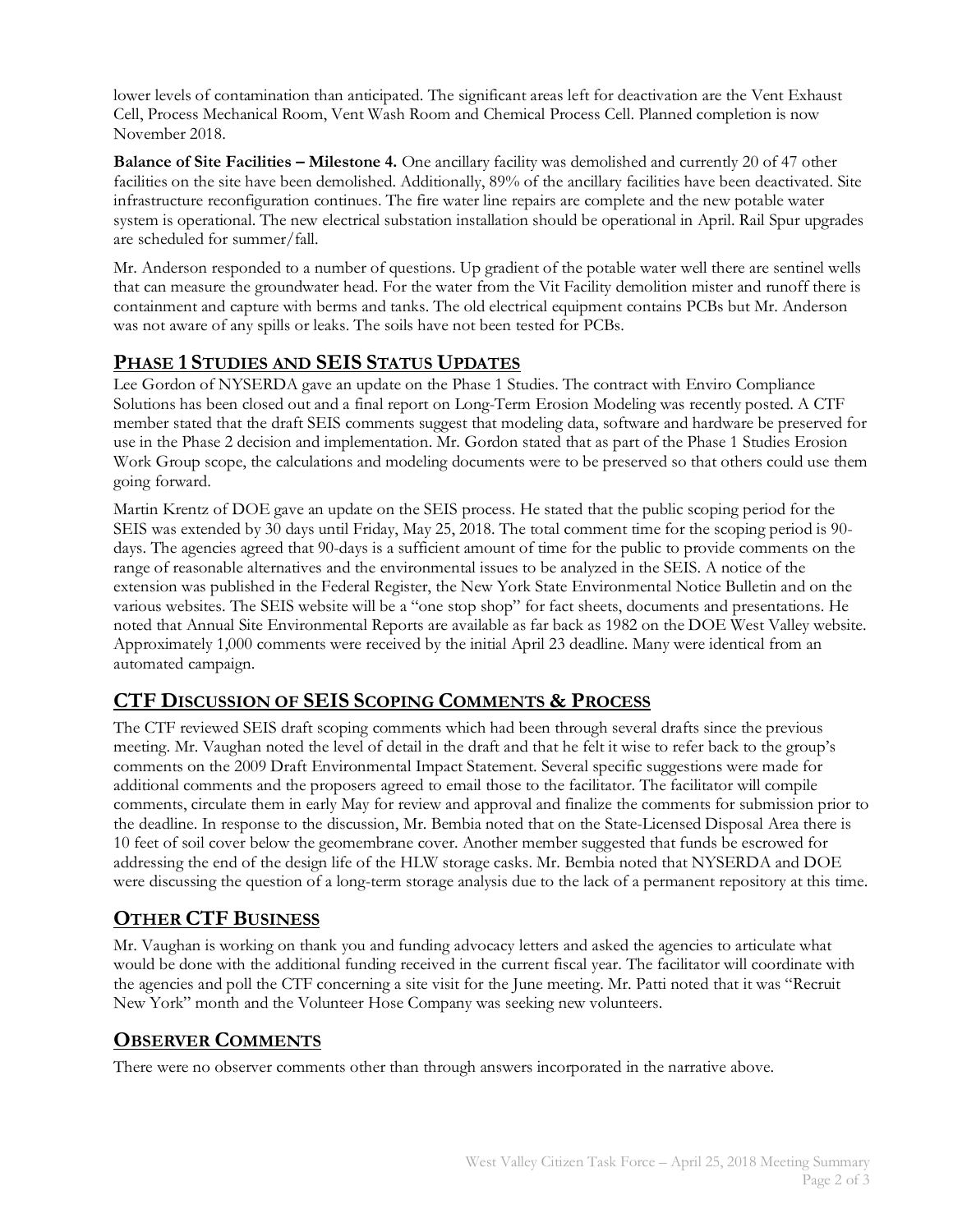lower levels of contamination than anticipated. The significant areas left for deactivation are the Vent Exhaust Cell, Process Mechanical Room, Vent Wash Room and Chemical Process Cell. Planned completion is now November 2018.

**Balance of Site Facilities – Milestone 4.** One ancillary facility was demolished and currently 20 of 47 other facilities on the site have been demolished. Additionally, 89% of the ancillary facilities have been deactivated. Site infrastructure reconfiguration continues. The fire water line repairs are complete and the new potable water system is operational. The new electrical substation installation should be operational in April. Rail Spur upgrades are scheduled for summer/fall.

Mr. Anderson responded to a number of questions. Up gradient of the potable water well there are sentinel wells that can measure the groundwater head. For the water from the Vit Facility demolition mister and runoff there is containment and capture with berms and tanks. The old electrical equipment contains PCBs but Mr. Anderson was not aware of any spills or leaks. The soils have not been tested for PCBs.

## PHASE 1 STUDIES AND SEIS STATUS UPDATES

Lee Gordon of NYSERDA gave an update on the Phase 1 Studies. The contract with Enviro Compliance Solutions has been closed out and a final report on Long-Term Erosion Modeling was recently posted. A CTF member stated that the draft SEIS comments suggest that modeling data, software and hardware be preserved for use in the Phase 2 decision and implementation. Mr. Gordon stated that as part of the Phase 1 Studies Erosion Work Group scope, the calculations and modeling documents were to be preserved so that others could use them going forward.

Martin Krentz of DOE gave an update on the SEIS process. He stated that the public scoping period for the SEIS was extended by 30 days until Friday, May 25, 2018. The total comment time for the scoping period is 90-days. The agencies agreed that 90-days is a sufficient amount of time for the public to provide comments on the range of reasonable alternatives and the environmental issues to be analyzed in the SEIS. A notice of the extension was published in the Federal Register, the New York State Environmental Notice Bulletin and on the various websites. The SEIS website will be a "one stop shop" for fact sheets, documents and presentations. He noted that Annual Site Environmental Reports are available as far back as 1982 on the DOE West Valley website. Approximately 1,000 comments were received by the initial April 23 deadline. Many were identical from an automated campaign.

## CTF DISCUSSION OF SEIS SCOPING COMMENTS & PROCESS

The CTF reviewed SEIS draft scoping comments which had been through several drafts since the previous meeting. Mr. Vaughan noted the level of detail in the draft and that he felt it wise to refer back to the group's comments on the 2009 Draft Environmental Impact Statement. Several specific suggestions were made for additional comments and the proposers agreed to email those to the facilitator. The facilitator will compile comments, circulate them in early May for review and approval and finalize the comments for submission prior to the deadline. In response to the discussion, Mr. Bembia noted that on the State-Licensed Disposal Area there is 10 feet of soil cover below the geomembrane cover. Another member suggested that funds be escrowed for addressing the end of the design life of the HLW storage casks. Mr. Bembia noted that NYSERDA and DOE were discussing the question of a long-term storage analysis due to the lack of a permanent repository at this time.

## OTHER CTF BUSINESS

Mr. Vaughan is working on thank you and funding advocacy letters and asked the agencies to articulate what would be done with the additional funding received in the current fiscal year. The facilitator will coordinate with the agencies and poll the CTF concerning a site visit for the June meeting. Mr. Patti noted that it was "Recruit New York" month and the Volunteer Hose Company was seeking new volunteers.

## OBSERVER COMMENTS

There were no observer comments other than through answers incorporated in the narrative above.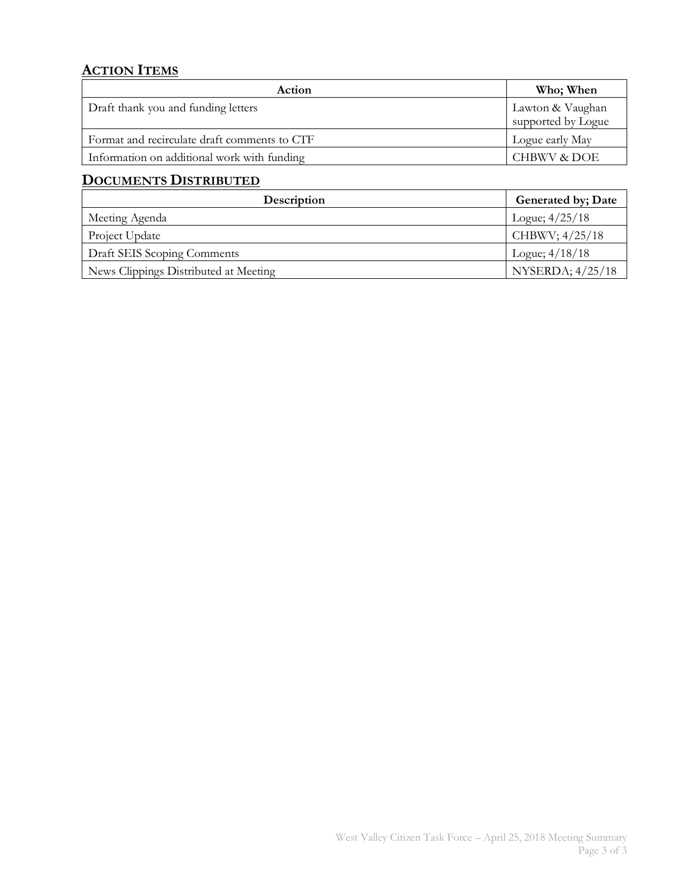## ACTION ITEMS

| Action | Who; When |
|---|---|
| Draft thank you and funding letters | Lawton & Vaughan supported by Logue |
| Format and recirculate draft comments to CTF | Logue early May |
| Information on additional work with funding | CHBWV & DOE |

## DOCUMENTS DISTRIBUTED

| Description | Generated by; Date |
|---|---|
| Meeting Agenda | Logue; 4/25/18 |
| Project Update | CHBWV; 4/25/18 |
| Draft SEIS Scoping Comments | Logue; 4/18/18 |
| News Clippings Distributed at Meeting | NYSERDA; 4/25/18 |